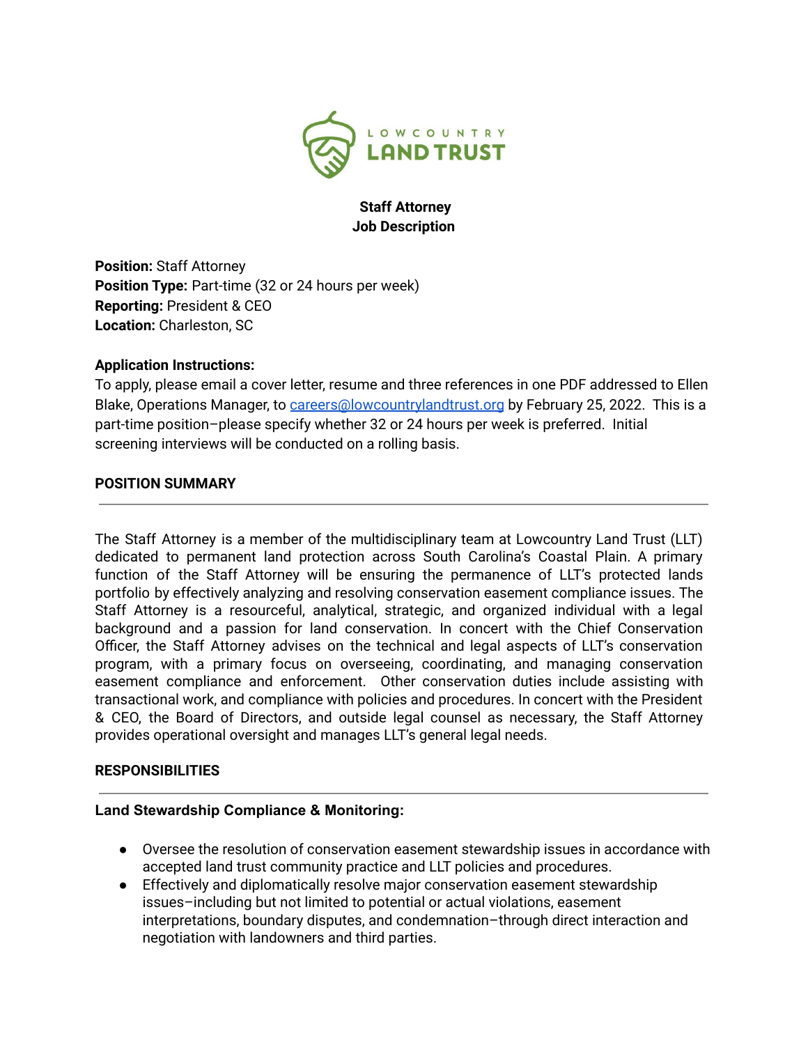LOWCOUNTRY LAND TRUST

**Staff Attorney**
**Job Description**

**Position:** Staff Attorney
**Position Type:** Part-time (32 or 24 hours per week)
**Reporting:** President & CEO
**Location:** Charleston, SC

**Application Instructions:**
To apply, please email a cover letter, resume and three references in one PDF addressed to Ellen Blake, Operations Manager, to [careers@lowcountrylandtrust.org](mailto:careers@lowcountrylandtrust.org) by February 25, 2022. This is a part-time position–please specify whether 32 or 24 hours per week is preferred. Initial screening interviews will be conducted on a rolling basis.

## POSITION SUMMARY

The Staff Attorney is a member of the multidisciplinary team at Lowcountry Land Trust (LLT) dedicated to permanent land protection across South Carolina's Coastal Plain. A primary function of the Staff Attorney will be ensuring the permanence of LLT's protected lands portfolio by effectively analyzing and resolving conservation easement compliance issues. The Staff Attorney is a resourceful, analytical, strategic, and organized individual with a legal background and a passion for land conservation. In concert with the Chief Conservation Officer, the Staff Attorney advises on the technical and legal aspects of LLT's conservation program, with a primary focus on overseeing, coordinating, and managing conservation easement compliance and enforcement. Other conservation duties include assisting with transactional work, and compliance with policies and procedures. In concert with the President & CEO, the Board of Directors, and outside legal counsel as necessary, the Staff Attorney provides operational oversight and manages LLT's general legal needs.

## RESPONSIBILITIES

### Land Stewardship Compliance & Monitoring:

- Oversee the resolution of conservation easement stewardship issues in accordance with accepted land trust community practice and LLT policies and procedures.
- Effectively and diplomatically resolve major conservation easement stewardship issues–including but not limited to potential or actual violations, easement interpretations, boundary disputes, and condemnation–through direct interaction and negotiation with landowners and third parties.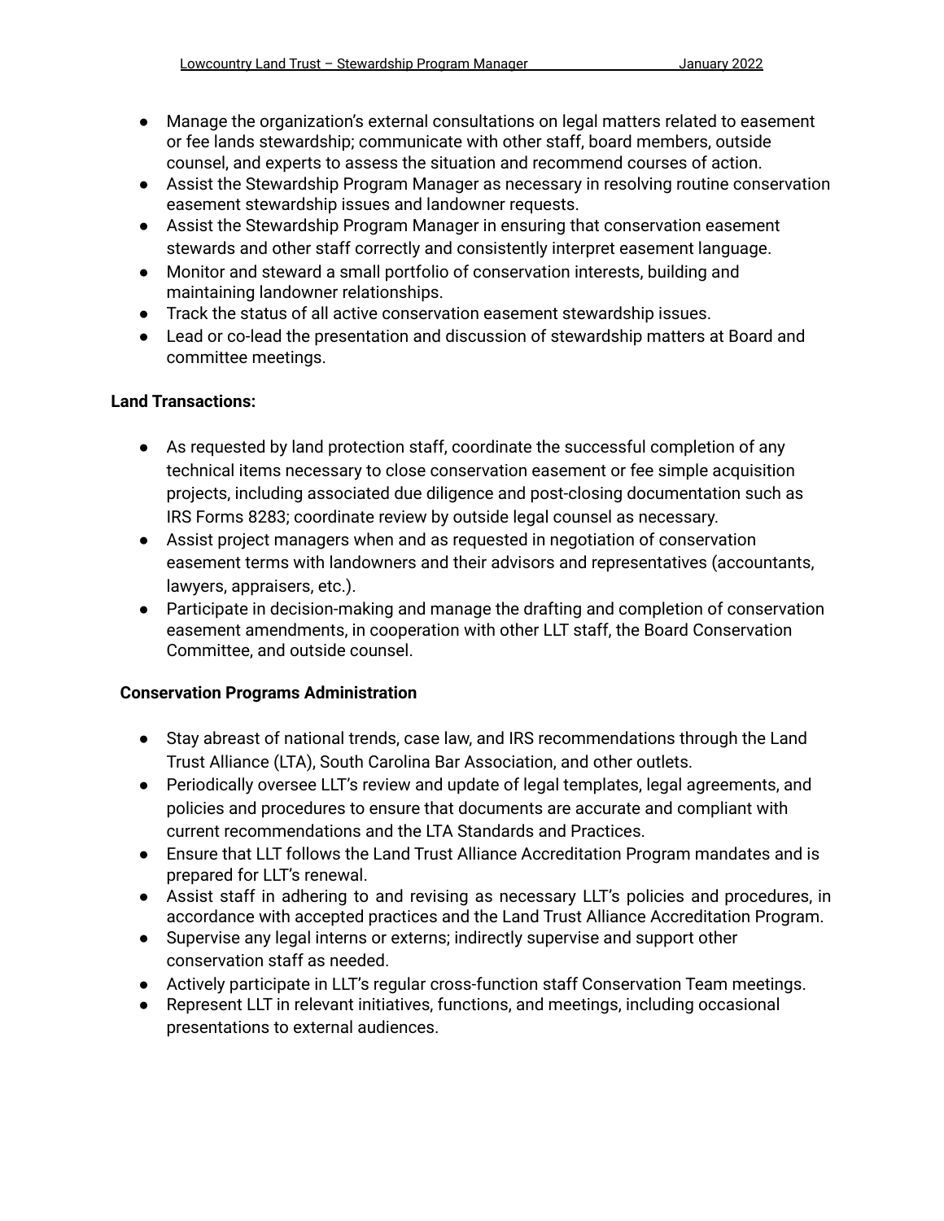- Manage the organization's external consultations on legal matters related to easement or fee lands stewardship; communicate with other staff, board members, outside counsel, and experts to assess the situation and recommend courses of action.
- Assist the Stewardship Program Manager as necessary in resolving routine conservation easement stewardship issues and landowner requests.
- Assist the Stewardship Program Manager in ensuring that conservation easement stewards and other staff correctly and consistently interpret easement language.
- Monitor and steward a small portfolio of conservation interests, building and maintaining landowner relationships.
- Track the status of all active conservation easement stewardship issues.
- Lead or co-lead the presentation and discussion of stewardship matters at Board and committee meetings.

**Land Transactions:**

- As requested by land protection staff, coordinate the successful completion of any technical items necessary to close conservation easement or fee simple acquisition projects, including associated due diligence and post-closing documentation such as IRS Forms 8283; coordinate review by outside legal counsel as necessary.
- Assist project managers when and as requested in negotiation of conservation easement terms with landowners and their advisors and representatives (accountants, lawyers, appraisers, etc.).
- Participate in decision-making and manage the drafting and completion of conservation easement amendments, in cooperation with other LLT staff, the Board Conservation Committee, and outside counsel.

**Conservation Programs Administration**

- Stay abreast of national trends, case law, and IRS recommendations through the Land Trust Alliance (LTA), South Carolina Bar Association, and other outlets.
- Periodically oversee LLT's review and update of legal templates, legal agreements, and policies and procedures to ensure that documents are accurate and compliant with current recommendations and the LTA Standards and Practices.
- Ensure that LLT follows the Land Trust Alliance Accreditation Program mandates and is prepared for LLT's renewal.
- Assist staff in adhering to and revising as necessary LLT's policies and procedures, in accordance with accepted practices and the Land Trust Alliance Accreditation Program.
- Supervise any legal interns or externs; indirectly supervise and support other conservation staff as needed.
- Actively participate in LLT's regular cross-function staff Conservation Team meetings.
- Represent LLT in relevant initiatives, functions, and meetings, including occasional presentations to external audiences.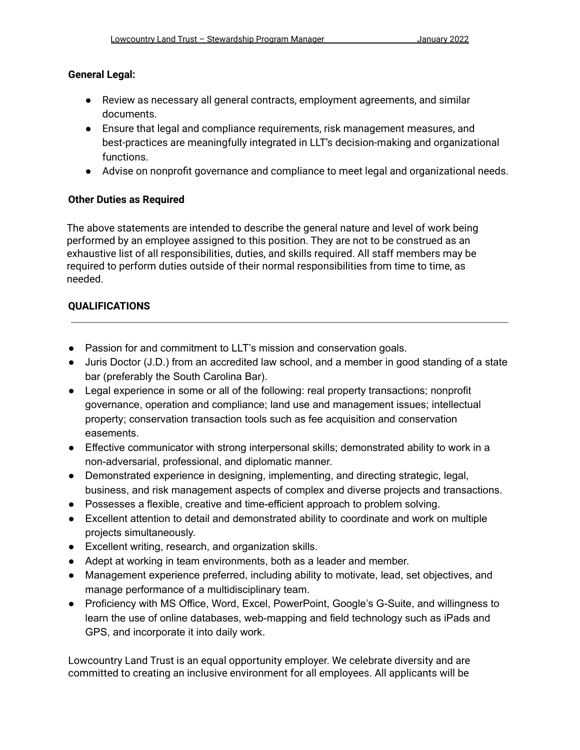**General Legal:**

- Review as necessary all general contracts, employment agreements, and similar documents.
- Ensure that legal and compliance requirements, risk management measures, and best-practices are meaningfully integrated in LLT's decision-making and organizational functions.
- Advise on nonprofit governance and compliance to meet legal and organizational needs.

**Other Duties as Required**

The above statements are intended to describe the general nature and level of work being performed by an employee assigned to this position. They are not to be construed as an exhaustive list of all responsibilities, duties, and skills required. All staff members may be required to perform duties outside of their normal responsibilities from time to time, as needed.

**QUALIFICATIONS**

---

- Passion for and commitment to LLT's mission and conservation goals.
- Juris Doctor (J.D.) from an accredited law school, and a member in good standing of a state bar (preferably the South Carolina Bar).
- Legal experience in some or all of the following: real property transactions; nonprofit governance, operation and compliance; land use and management issues; intellectual property; conservation transaction tools such as fee acquisition and conservation easements.
- Effective communicator with strong interpersonal skills; demonstrated ability to work in a non-adversarial, professional, and diplomatic manner.
- Demonstrated experience in designing, implementing, and directing strategic, legal, business, and risk management aspects of complex and diverse projects and transactions.
- Possesses a flexible, creative and time-efficient approach to problem solving.
- Excellent attention to detail and demonstrated ability to coordinate and work on multiple projects simultaneously.
- Excellent writing, research, and organization skills.
- Adept at working in team environments, both as a leader and member.
- Management experience preferred, including ability to motivate, lead, set objectives, and manage performance of a multidisciplinary team.
- Proficiency with MS Office, Word, Excel, PowerPoint, Google's G-Suite, and willingness to learn the use of online databases, web-mapping and field technology such as iPads and GPS, and incorporate it into daily work.

Lowcountry Land Trust is an equal opportunity employer. We celebrate diversity and are committed to creating an inclusive environment for all employees. All applicants will be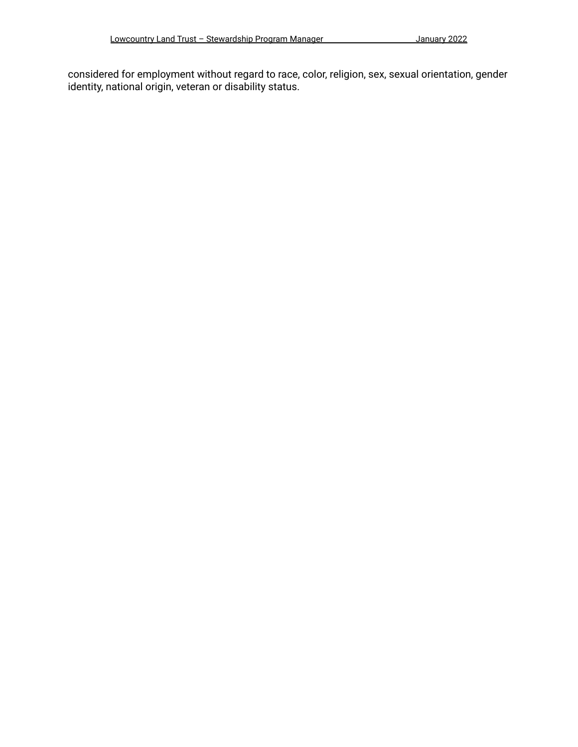considered for employment without regard to race, color, religion, sex, sexual orientation, gender identity, national origin, veteran or disability status.